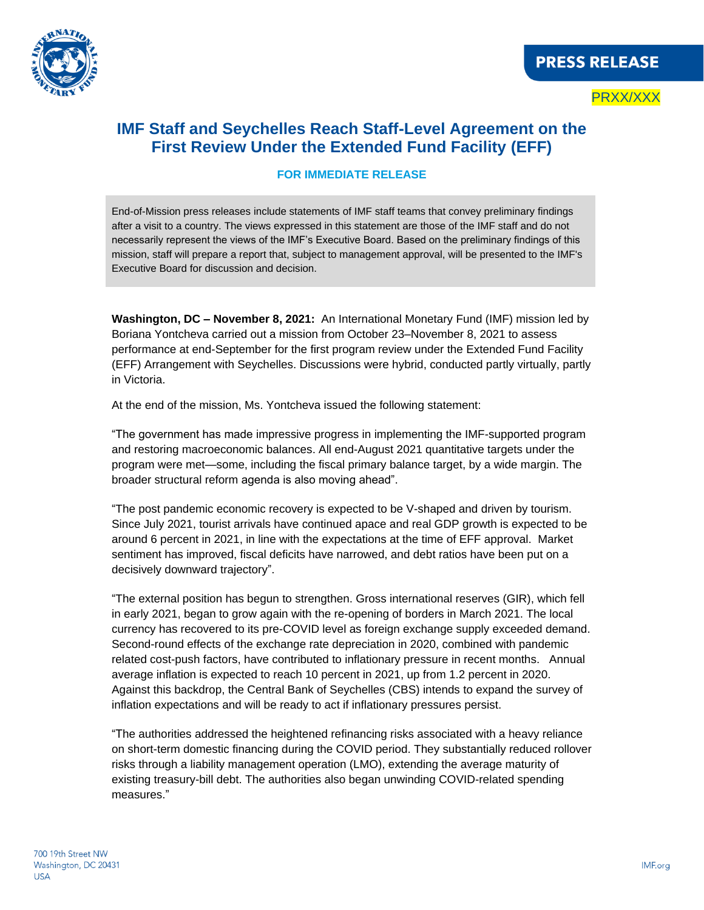PRESS RELEASE

PRXX/XXX

# IMF Staff and Seychelles Reach Staff-Level Agreement on the First Review Under the Extended Fund Facility (EFF)

**FOR IMMEDIATE RELEASE**

End-of-Mission press releases include statements of IMF staff teams that convey preliminary findings after a visit to a country. The views expressed in this statement are those of the IMF staff and do not necessarily represent the views of the IMF's Executive Board. Based on the preliminary findings of this mission, staff will prepare a report that, subject to management approval, will be presented to the IMF's Executive Board for discussion and decision.

**Washington, DC – November 8, 2021:** An International Monetary Fund (IMF) mission led by Boriana Yontcheva carried out a mission from October 23–November 8, 2021 to assess performance at end-September for the first program review under the Extended Fund Facility (EFF) Arrangement with Seychelles. Discussions were hybrid, conducted partly virtually, partly in Victoria.

At the end of the mission, Ms. Yontcheva issued the following statement:

"The government has made impressive progress in implementing the IMF-supported program and restoring macroeconomic balances. All end-August 2021 quantitative targets under the program were met—some, including the fiscal primary balance target, by a wide margin. The broader structural reform agenda is also moving ahead".

"The post pandemic economic recovery is expected to be V-shaped and driven by tourism. Since July 2021, tourist arrivals have continued apace and real GDP growth is expected to be around 6 percent in 2021, in line with the expectations at the time of EFF approval. Market sentiment has improved, fiscal deficits have narrowed, and debt ratios have been put on a decisively downward trajectory".

"The external position has begun to strengthen. Gross international reserves (GIR), which fell in early 2021, began to grow again with the re-opening of borders in March 2021. The local currency has recovered to its pre-COVID level as foreign exchange supply exceeded demand. Second-round effects of the exchange rate depreciation in 2020, combined with pandemic related cost-push factors, have contributed to inflationary pressure in recent months. Annual average inflation is expected to reach 10 percent in 2021, up from 1.2 percent in 2020. Against this backdrop, the Central Bank of Seychelles (CBS) intends to expand the survey of inflation expectations and will be ready to act if inflationary pressures persist.

"The authorities addressed the heightened refinancing risks associated with a heavy reliance on short-term domestic financing during the COVID period. They substantially reduced rollover risks through a liability management operation (LMO), extending the average maturity of existing treasury-bill debt. The authorities also began unwinding COVID-related spending measures."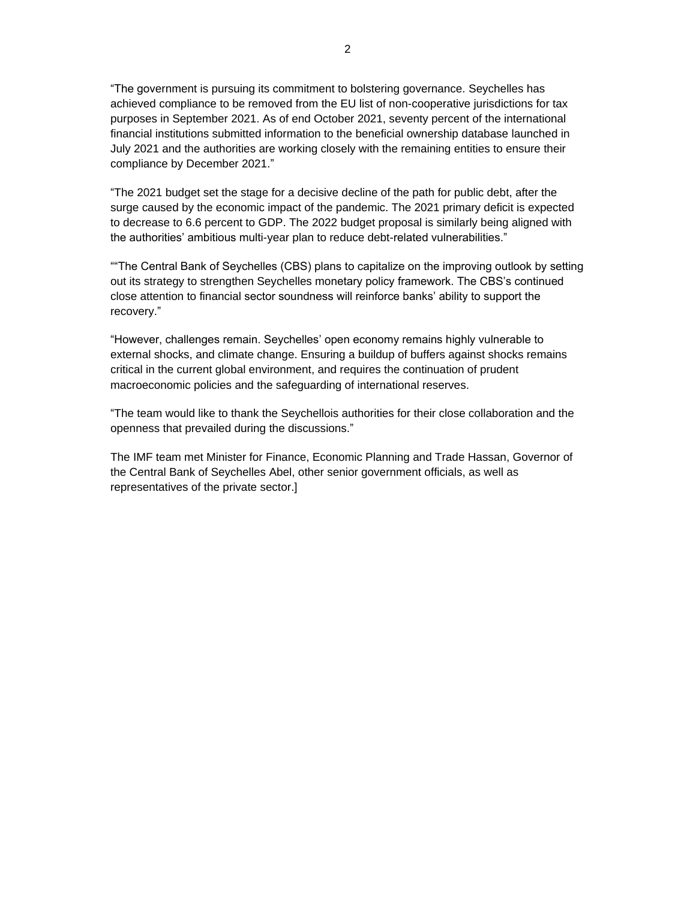"The government is pursuing its commitment to bolstering governance. Seychelles has achieved compliance to be removed from the EU list of non-cooperative jurisdictions for tax purposes in September 2021. As of end October 2021, seventy percent of the international financial institutions submitted information to the beneficial ownership database launched in July 2021 and the authorities are working closely with the remaining entities to ensure their compliance by December 2021."

"The 2021 budget set the stage for a decisive decline of the path for public debt, after the surge caused by the economic impact of the pandemic. The 2021 primary deficit is expected to decrease to 6.6 percent to GDP. The 2022 budget proposal is similarly being aligned with the authorities' ambitious multi-year plan to reduce debt-related vulnerabilities."

""The Central Bank of Seychelles (CBS) plans to capitalize on the improving outlook by setting out its strategy to strengthen Seychelles monetary policy framework. The CBS's continued close attention to financial sector soundness will reinforce banks' ability to support the recovery."

"However, challenges remain. Seychelles' open economy remains highly vulnerable to external shocks, and climate change. Ensuring a buildup of buffers against shocks remains critical in the current global environment, and requires the continuation of prudent macroeconomic policies and the safeguarding of international reserves.

"The team would like to thank the Seychellois authorities for their close collaboration and the openness that prevailed during the discussions."

The IMF team met Minister for Finance, Economic Planning and Trade Hassan, Governor of the Central Bank of Seychelles Abel, other senior government officials, as well as representatives of the private sector.]